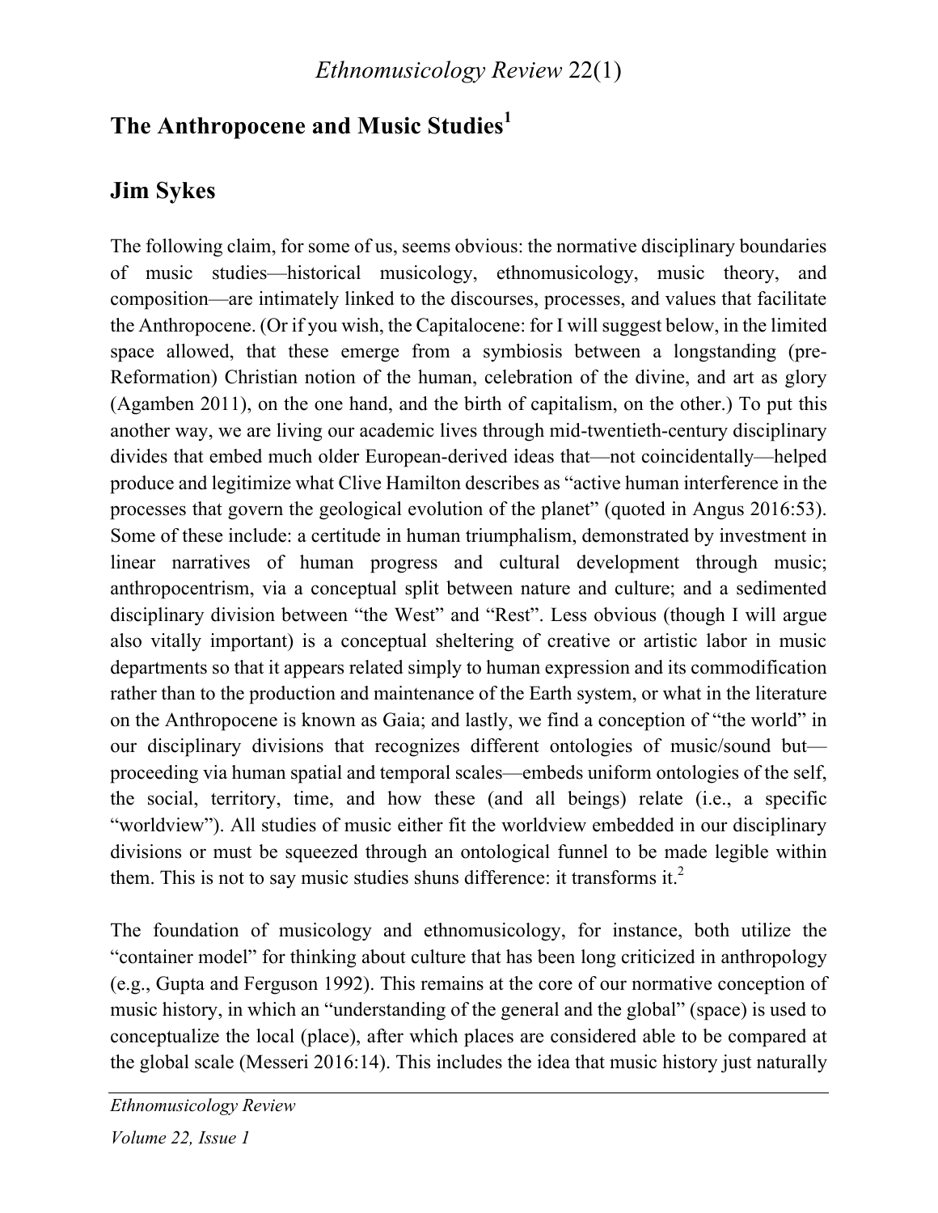# The Anthropocene and Music Studies[1]

## Jim Sykes

The following claim, for some of us, seems obvious: the normative disciplinary boundaries of music studies—historical musicology, ethnomusicology, music theory, and composition—are intimately linked to the discourses, processes, and values that facilitate the Anthropocene. (Or if you wish, the Capitalocene: for I will suggest below, in the limited space allowed, that these emerge from a symbiosis between a longstanding (pre-Reformation) Christian notion of the human, celebration of the divine, and art as glory (Agamben 2011), on the one hand, and the birth of capitalism, on the other.) To put this another way, we are living our academic lives through mid-twentieth-century disciplinary divides that embed much older European-derived ideas that—not coincidentally—helped produce and legitimize what Clive Hamilton describes as "active human interference in the processes that govern the geological evolution of the planet" (quoted in Angus 2016:53). Some of these include: a certitude in human triumphalism, demonstrated by investment in linear narratives of human progress and cultural development through music; anthropocentrism, via a conceptual split between nature and culture; and a sedimented disciplinary division between "the West" and "Rest". Less obvious (though I will argue also vitally important) is a conceptual sheltering of creative or artistic labor in music departments so that it appears related simply to human expression and its commodification rather than to the production and maintenance of the Earth system, or what in the literature on the Anthropocene is known as Gaia; and lastly, we find a conception of "the world" in our disciplinary divisions that recognizes different ontologies of music/sound but—proceeding via human spatial and temporal scales—embeds uniform ontologies of the self, the social, territory, time, and how these (and all beings) relate (i.e., a specific "worldview"). All studies of music either fit the worldview embedded in our disciplinary divisions or must be squeezed through an ontological funnel to be made legible within them. This is not to say music studies shuns difference: it transforms it.[2]

The foundation of musicology and ethnomusicology, for instance, both utilize the "container model" for thinking about culture that has been long criticized in anthropology (e.g., Gupta and Ferguson 1992). This remains at the core of our normative conception of music history, in which an "understanding of the general and the global" (space) is used to conceptualize the local (place), after which places are considered able to be compared at the global scale (Messeri 2016:14). This includes the idea that music history just naturally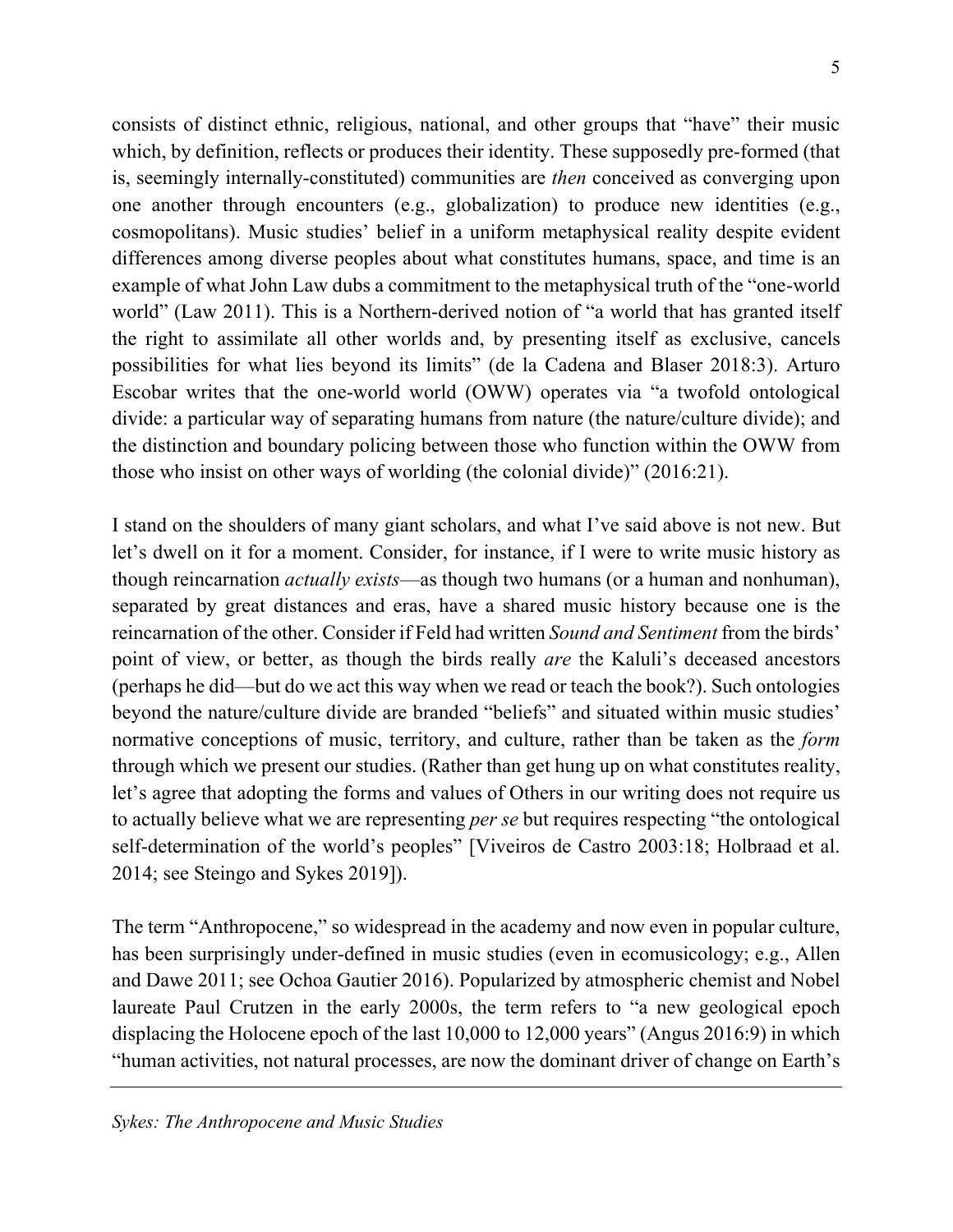consists of distinct ethnic, religious, national, and other groups that "have" their music which, by definition, reflects or produces their identity. These supposedly pre-formed (that is, seemingly internally-constituted) communities are *then* conceived as converging upon one another through encounters (e.g., globalization) to produce new identities (e.g., cosmopolitans). Music studies' belief in a uniform metaphysical reality despite evident differences among diverse peoples about what constitutes humans, space, and time is an example of what John Law dubs a commitment to the metaphysical truth of the "one-world world" (Law 2011). This is a Northern-derived notion of "a world that has granted itself the right to assimilate all other worlds and, by presenting itself as exclusive, cancels possibilities for what lies beyond its limits" (de la Cadena and Blaser 2018:3). Arturo Escobar writes that the one-world world (OWW) operates via "a twofold ontological divide: a particular way of separating humans from nature (the nature/culture divide); and the distinction and boundary policing between those who function within the OWW from those who insist on other ways of worlding (the colonial divide)" (2016:21).

I stand on the shoulders of many giant scholars, and what I've said above is not new. But let's dwell on it for a moment. Consider, for instance, if I were to write music history as though reincarnation *actually exists*—as though two humans (or a human and nonhuman), separated by great distances and eras, have a shared music history because one is the reincarnation of the other. Consider if Feld had written *Sound and Sentiment* from the birds' point of view, or better, as though the birds really *are* the Kaluli's deceased ancestors (perhaps he did—but do we act this way when we read or teach the book?). Such ontologies beyond the nature/culture divide are branded "beliefs" and situated within music studies' normative conceptions of music, territory, and culture, rather than be taken as the *form* through which we present our studies. (Rather than get hung up on what constitutes reality, let's agree that adopting the forms and values of Others in our writing does not require us to actually believe what we are representing *per se* but requires respecting "the ontological self-determination of the world's peoples" [Viveiros de Castro 2003:18; Holbraad et al. 2014; see Steingo and Sykes 2019]).

The term "Anthropocene," so widespread in the academy and now even in popular culture, has been surprisingly under-defined in music studies (even in ecomusicology; e.g., Allen and Dawe 2011; see Ochoa Gautier 2016). Popularized by atmospheric chemist and Nobel laureate Paul Crutzen in the early 2000s, the term refers to "a new geological epoch displacing the Holocene epoch of the last 10,000 to 12,000 years" (Angus 2016:9) in which "human activities, not natural processes, are now the dominant driver of change on Earth's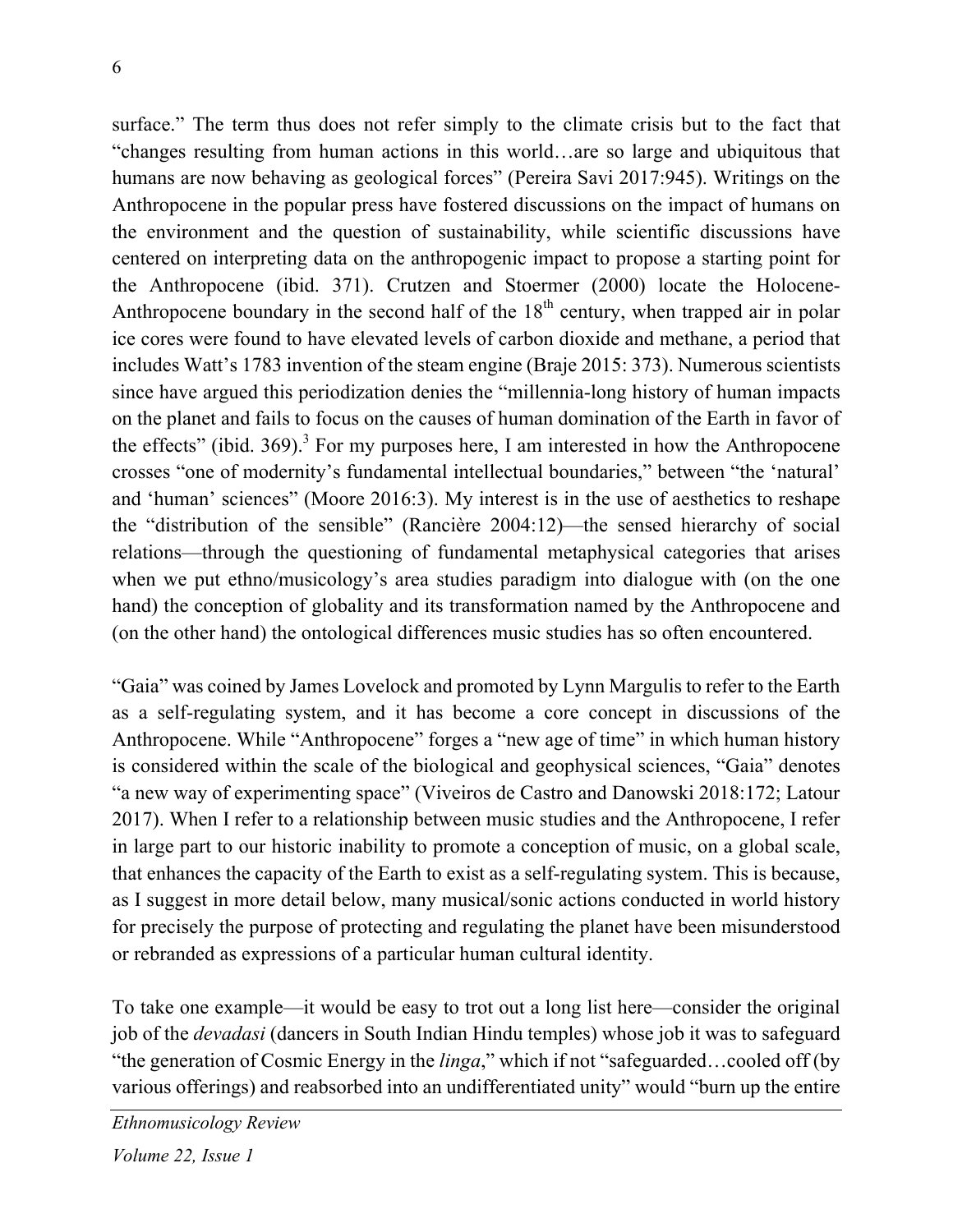surface." The term thus does not refer simply to the climate crisis but to the fact that "changes resulting from human actions in this world…are so large and ubiquitous that humans are now behaving as geological forces" (Pereira Savi 2017:945). Writings on the Anthropocene in the popular press have fostered discussions on the impact of humans on the environment and the question of sustainability, while scientific discussions have centered on interpreting data on the anthropogenic impact to propose a starting point for the Anthropocene (ibid. 371). Crutzen and Stoermer (2000) locate the Holocene-Anthropocene boundary in the second half of the 18th century, when trapped air in polar ice cores were found to have elevated levels of carbon dioxide and methane, a period that includes Watt's 1783 invention of the steam engine (Braje 2015: 373). Numerous scientists since have argued this periodization denies the "millennia-long history of human impacts on the planet and fails to focus on the causes of human domination of the Earth in favor of the effects" (ibid. 369).[3] For my purposes here, I am interested in how the Anthropocene crosses "one of modernity's fundamental intellectual boundaries," between "the 'natural' and 'human' sciences" (Moore 2016:3). My interest is in the use of aesthetics to reshape the "distribution of the sensible" (Rancière 2004:12)—the sensed hierarchy of social relations—through the questioning of fundamental metaphysical categories that arises when we put ethno/musicology's area studies paradigm into dialogue with (on the one hand) the conception of globality and its transformation named by the Anthropocene and (on the other hand) the ontological differences music studies has so often encountered.

"Gaia" was coined by James Lovelock and promoted by Lynn Margulis to refer to the Earth as a self-regulating system, and it has become a core concept in discussions of the Anthropocene. While "Anthropocene" forges a "new age of time" in which human history is considered within the scale of the biological and geophysical sciences, "Gaia" denotes "a new way of experimenting space" (Viveiros de Castro and Danowski 2018:172; Latour 2017). When I refer to a relationship between music studies and the Anthropocene, I refer in large part to our historic inability to promote a conception of music, on a global scale, that enhances the capacity of the Earth to exist as a self-regulating system. This is because, as I suggest in more detail below, many musical/sonic actions conducted in world history for precisely the purpose of protecting and regulating the planet have been misunderstood or rebranded as expressions of a particular human cultural identity.

To take one example—it would be easy to trot out a long list here—consider the original job of the *devadasi* (dancers in South Indian Hindu temples) whose job it was to safeguard "the generation of Cosmic Energy in the *linga*," which if not "safeguarded…cooled off (by various offerings) and reabsorbed into an undifferentiated unity" would "burn up the entire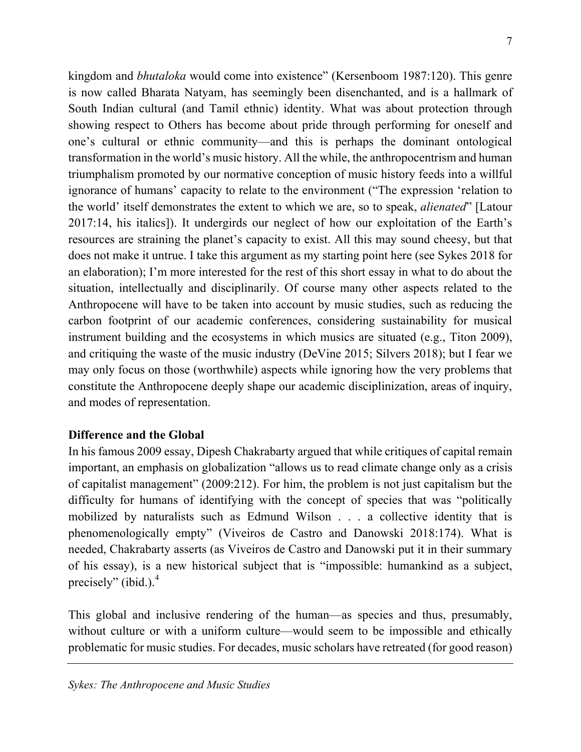kingdom and *bhutaloka* would come into existence" (Kersenboom 1987:120). This genre is now called Bharata Natyam, has seemingly been disenchanted, and is a hallmark of South Indian cultural (and Tamil ethnic) identity. What was about protection through showing respect to Others has become about pride through performing for oneself and one's cultural or ethnic community—and this is perhaps the dominant ontological transformation in the world's music history. All the while, the anthropocentrism and human triumphalism promoted by our normative conception of music history feeds into a willful ignorance of humans' capacity to relate to the environment ("The expression 'relation to the world' itself demonstrates the extent to which we are, so to speak, *alienated*" [Latour 2017:14, his italics]). It undergirds our neglect of how our exploitation of the Earth's resources are straining the planet's capacity to exist. All this may sound cheesy, but that does not make it untrue. I take this argument as my starting point here (see Sykes 2018 for an elaboration); I'm more interested for the rest of this short essay in what to do about the situation, intellectually and disciplinarily. Of course many other aspects related to the Anthropocene will have to be taken into account by music studies, such as reducing the carbon footprint of our academic conferences, considering sustainability for musical instrument building and the ecosystems in which musics are situated (e.g., Titon 2009), and critiquing the waste of the music industry (DeVine 2015; Silvers 2018); but I fear we may only focus on those (worthwhile) aspects while ignoring how the very problems that constitute the Anthropocene deeply shape our academic disciplinization, areas of inquiry, and modes of representation.

**Difference and the Global**

In his famous 2009 essay, Dipesh Chakrabarty argued that while critiques of capital remain important, an emphasis on globalization "allows us to read climate change only as a crisis of capitalist management" (2009:212). For him, the problem is not just capitalism but the difficulty for humans of identifying with the concept of species that was "politically mobilized by naturalists such as Edmund Wilson . . . a collective identity that is phenomenologically empty" (Viveiros de Castro and Danowski 2018:174). What is needed, Chakrabarty asserts (as Viveiros de Castro and Danowski put it in their summary of his essay), is a new historical subject that is "impossible: humankind as a subject, precisely" (ibid.).[4]

This global and inclusive rendering of the human—as species and thus, presumably, without culture or with a uniform culture—would seem to be impossible and ethically problematic for music studies. For decades, music scholars have retreated (for good reason)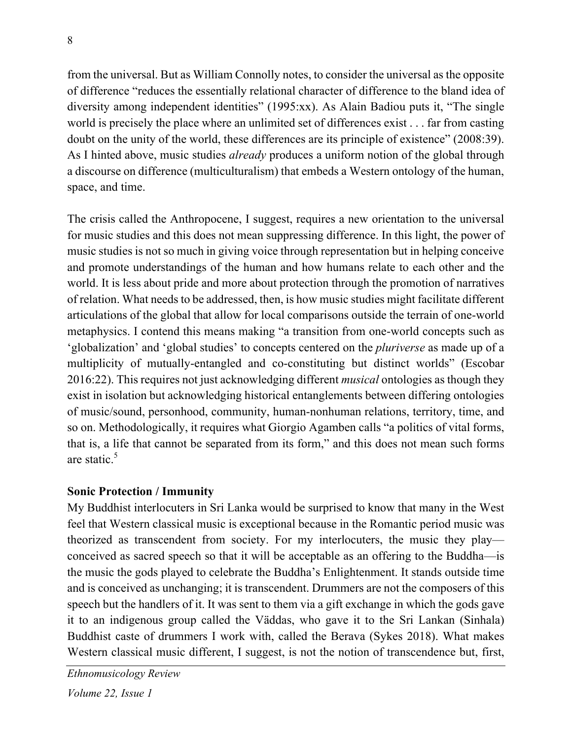from the universal. But as William Connolly notes, to consider the universal as the opposite of difference "reduces the essentially relational character of difference to the bland idea of diversity among independent identities" (1995:xx). As Alain Badiou puts it, "The single world is precisely the place where an unlimited set of differences exist . . . far from casting doubt on the unity of the world, these differences are its principle of existence" (2008:39). As I hinted above, music studies *already* produces a uniform notion of the global through a discourse on difference (multiculturalism) that embeds a Western ontology of the human, space, and time.

The crisis called the Anthropocene, I suggest, requires a new orientation to the universal for music studies and this does not mean suppressing difference. In this light, the power of music studies is not so much in giving voice through representation but in helping conceive and promote understandings of the human and how humans relate to each other and the world. It is less about pride and more about protection through the promotion of narratives of relation. What needs to be addressed, then, is how music studies might facilitate different articulations of the global that allow for local comparisons outside the terrain of one-world metaphysics. I contend this means making "a transition from one-world concepts such as 'globalization' and 'global studies' to concepts centered on the *pluriverse* as made up of a multiplicity of mutually-entangled and co-constituting but distinct worlds" (Escobar 2016:22). This requires not just acknowledging different *musical* ontologies as though they exist in isolation but acknowledging historical entanglements between differing ontologies of music/sound, personhood, community, human-nonhuman relations, territory, time, and so on. Methodologically, it requires what Giorgio Agamben calls "a politics of vital forms, that is, a life that cannot be separated from its form," and this does not mean such forms are static.[5]

**Sonic Protection / Immunity**

My Buddhist interlocuters in Sri Lanka would be surprised to know that many in the West feel that Western classical music is exceptional because in the Romantic period music was theorized as transcendent from society. For my interlocuters, the music they play—conceived as sacred speech so that it will be acceptable as an offering to the Buddha—is the music the gods played to celebrate the Buddha's Enlightenment. It stands outside time and is conceived as unchanging; it is transcendent. Drummers are not the composers of this speech but the handlers of it. It was sent to them via a gift exchange in which the gods gave it to an indigenous group called the Väddas, who gave it to the Sri Lankan (Sinhala) Buddhist caste of drummers I work with, called the Berava (Sykes 2018). What makes Western classical music different, I suggest, is not the notion of transcendence but, first,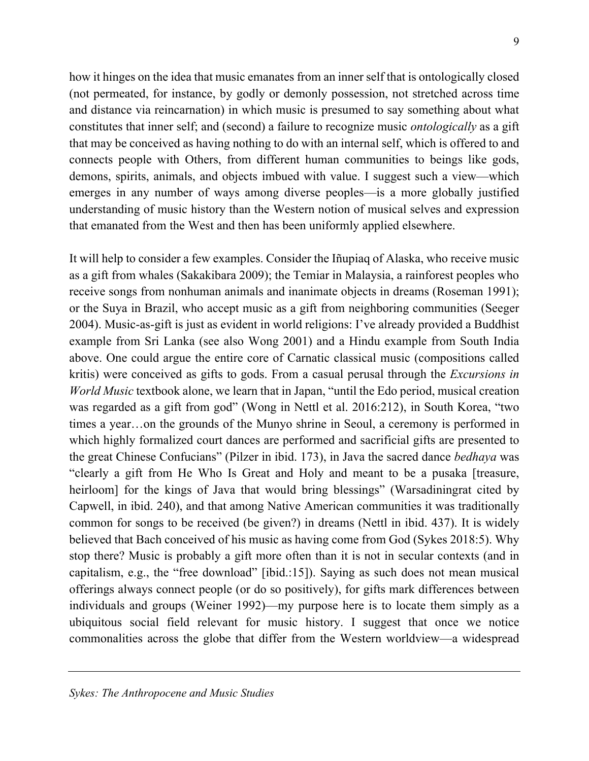how it hinges on the idea that music emanates from an inner self that is ontologically closed (not permeated, for instance, by godly or demonly possession, not stretched across time and distance via reincarnation) in which music is presumed to say something about what constitutes that inner self; and (second) a failure to recognize music *ontologically* as a gift that may be conceived as having nothing to do with an internal self, which is offered to and connects people with Others, from different human communities to beings like gods, demons, spirits, animals, and objects imbued with value. I suggest such a view—which emerges in any number of ways among diverse peoples—is a more globally justified understanding of music history than the Western notion of musical selves and expression that emanated from the West and then has been uniformly applied elsewhere.

It will help to consider a few examples. Consider the Iñupiaq of Alaska, who receive music as a gift from whales (Sakakibara 2009); the Temiar in Malaysia, a rainforest peoples who receive songs from nonhuman animals and inanimate objects in dreams (Roseman 1991); or the Suya in Brazil, who accept music as a gift from neighboring communities (Seeger 2004). Music-as-gift is just as evident in world religions: I've already provided a Buddhist example from Sri Lanka (see also Wong 2001) and a Hindu example from South India above. One could argue the entire core of Carnatic classical music (compositions called kritis) were conceived as gifts to gods. From a casual perusal through the *Excursions in World Music* textbook alone, we learn that in Japan, "until the Edo period, musical creation was regarded as a gift from god" (Wong in Nettl et al. 2016:212), in South Korea, "two times a year…on the grounds of the Munyo shrine in Seoul, a ceremony is performed in which highly formalized court dances are performed and sacrificial gifts are presented to the great Chinese Confucians" (Pilzer in ibid. 173), in Java the sacred dance *bedhaya* was "clearly a gift from He Who Is Great and Holy and meant to be a pusaka [treasure, heirloom] for the kings of Java that would bring blessings" (Warsadiningrat cited by Capwell, in ibid. 240), and that among Native American communities it was traditionally common for songs to be received (be given?) in dreams (Nettl in ibid. 437). It is widely believed that Bach conceived of his music as having come from God (Sykes 2018:5). Why stop there? Music is probably a gift more often than it is not in secular contexts (and in capitalism, e.g., the "free download" [ibid.:15]). Saying as such does not mean musical offerings always connect people (or do so positively), for gifts mark differences between individuals and groups (Weiner 1992)—my purpose here is to locate them simply as a ubiquitous social field relevant for music history. I suggest that once we notice commonalities across the globe that differ from the Western worldview—a widespread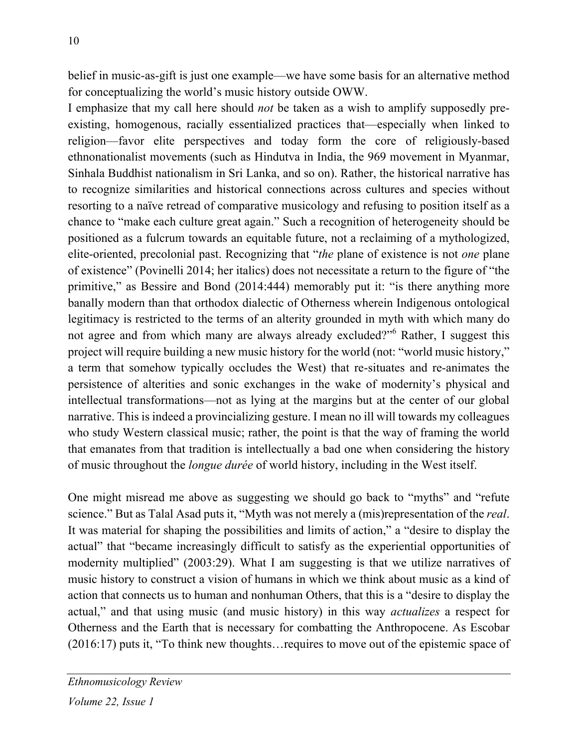belief in music-as-gift is just one example—we have some basis for an alternative method for conceptualizing the world's music history outside OWW.

I emphasize that my call here should *not* be taken as a wish to amplify supposedly pre-existing, homogenous, racially essentialized practices that—especially when linked to religion—favor elite perspectives and today form the core of religiously-based ethnonationalist movements (such as Hindutva in India, the 969 movement in Myanmar, Sinhala Buddhist nationalism in Sri Lanka, and so on). Rather, the historical narrative has to recognize similarities and historical connections across cultures and species without resorting to a naïve retread of comparative musicology and refusing to position itself as a chance to "make each culture great again." Such a recognition of heterogeneity should be positioned as a fulcrum towards an equitable future, not a reclaiming of a mythologized, elite-oriented, precolonial past. Recognizing that "*the* plane of existence is not *one* plane of existence" (Povinelli 2014; her italics) does not necessitate a return to the figure of "the primitive," as Bessire and Bond (2014:444) memorably put it: "is there anything more banally modern than that orthodox dialectic of Otherness wherein Indigenous ontological legitimacy is restricted to the terms of an alterity grounded in myth with which many do not agree and from which many are always already excluded?"[6] Rather, I suggest this project will require building a new music history for the world (not: "world music history," a term that somehow typically occludes the West) that re-situates and re-animates the persistence of alterities and sonic exchanges in the wake of modernity's physical and intellectual transformations—not as lying at the margins but at the center of our global narrative. This is indeed a provincializing gesture. I mean no ill will towards my colleagues who study Western classical music; rather, the point is that the way of framing the world that emanates from that tradition is intellectually a bad one when considering the history of music throughout the *longue durée* of world history, including in the West itself.

One might misread me above as suggesting we should go back to "myths" and "refute science." But as Talal Asad puts it, "Myth was not merely a (mis)representation of the *real*. It was material for shaping the possibilities and limits of action," a "desire to display the actual" that "became increasingly difficult to satisfy as the experiential opportunities of modernity multiplied" (2003:29). What I am suggesting is that we utilize narratives of music history to construct a vision of humans in which we think about music as a kind of action that connects us to human and nonhuman Others, that this is a "desire to display the actual," and that using music (and music history) in this way *actualizes* a respect for Otherness and the Earth that is necessary for combatting the Anthropocene. As Escobar (2016:17) puts it, "To think new thoughts…requires to move out of the epistemic space of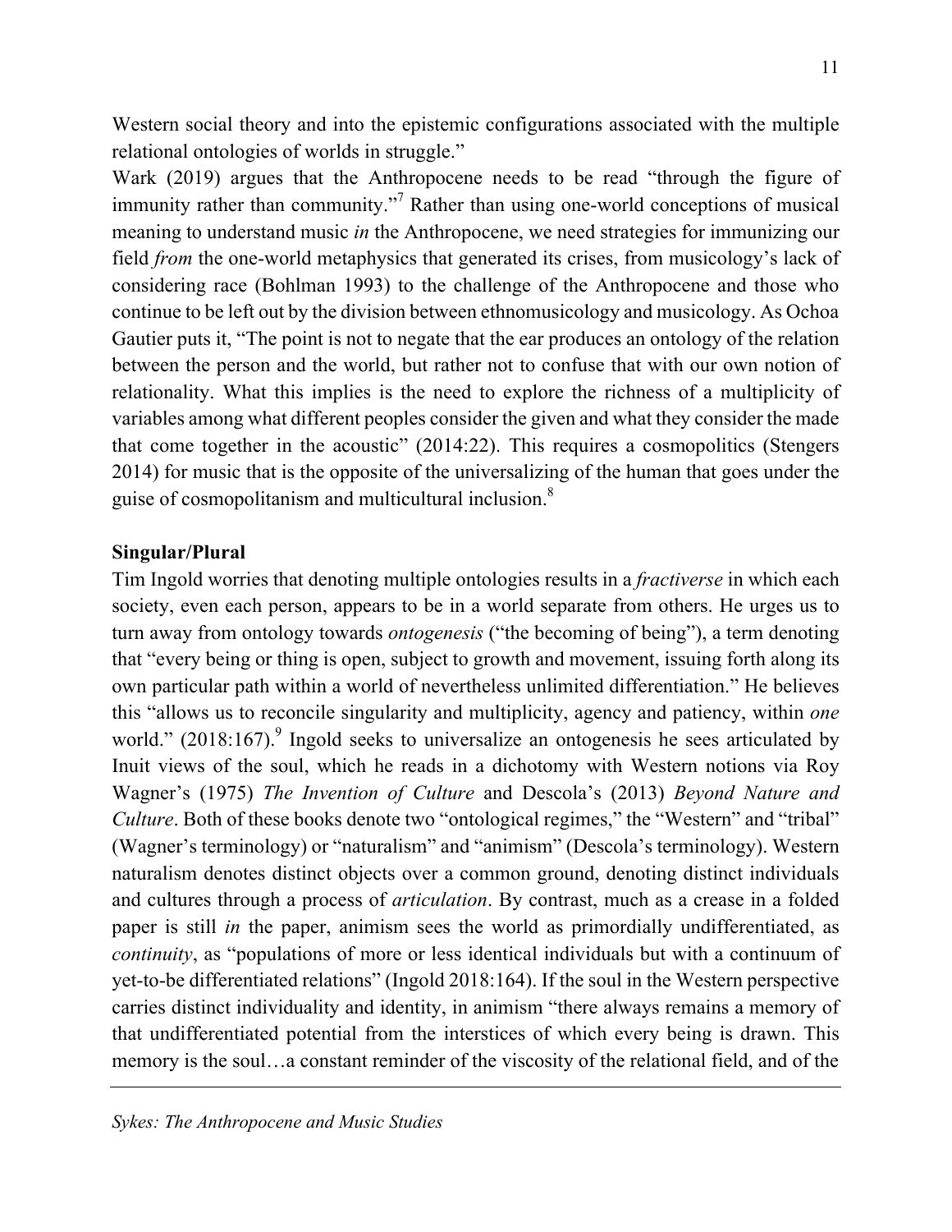Western social theory and into the epistemic configurations associated with the multiple relational ontologies of worlds in struggle."

Wark (2019) argues that the Anthropocene needs to be read "through the figure of immunity rather than community."[7] Rather than using one-world conceptions of musical meaning to understand music *in* the Anthropocene, we need strategies for immunizing our field *from* the one-world metaphysics that generated its crises, from musicology's lack of considering race (Bohlman 1993) to the challenge of the Anthropocene and those who continue to be left out by the division between ethnomusicology and musicology. As Ochoa Gautier puts it, "The point is not to negate that the ear produces an ontology of the relation between the person and the world, but rather not to confuse that with our own notion of relationality. What this implies is the need to explore the richness of a multiplicity of variables among what different peoples consider the given and what they consider the made that come together in the acoustic" (2014:22). This requires a cosmopolitics (Stengers 2014) for music that is the opposite of the universalizing of the human that goes under the guise of cosmopolitanism and multicultural inclusion.[8]

**Singular/Plural**

Tim Ingold worries that denoting multiple ontologies results in a *fractiverse* in which each society, even each person, appears to be in a world separate from others. He urges us to turn away from ontology towards *ontogenesis* ("the becoming of being"), a term denoting that "every being or thing is open, subject to growth and movement, issuing forth along its own particular path within a world of nevertheless unlimited differentiation." He believes this "allows us to reconcile singularity and multiplicity, agency and patiency, within *one* world." (2018:167).[9] Ingold seeks to universalize an ontogenesis he sees articulated by Inuit views of the soul, which he reads in a dichotomy with Western notions via Roy Wagner's (1975) *The Invention of Culture* and Descola's (2013) *Beyond Nature and Culture*. Both of these books denote two "ontological regimes," the "Western" and "tribal" (Wagner's terminology) or "naturalism" and "animism" (Descola's terminology). Western naturalism denotes distinct objects over a common ground, denoting distinct individuals and cultures through a process of *articulation*. By contrast, much as a crease in a folded paper is still *in* the paper, animism sees the world as primordially undifferentiated, as *continuity*, as "populations of more or less identical individuals but with a continuum of yet-to-be differentiated relations" (Ingold 2018:164). If the soul in the Western perspective carries distinct individuality and identity, in animism "there always remains a memory of that undifferentiated potential from the interstices of which every being is drawn. This memory is the soul…a constant reminder of the viscosity of the relational field, and of the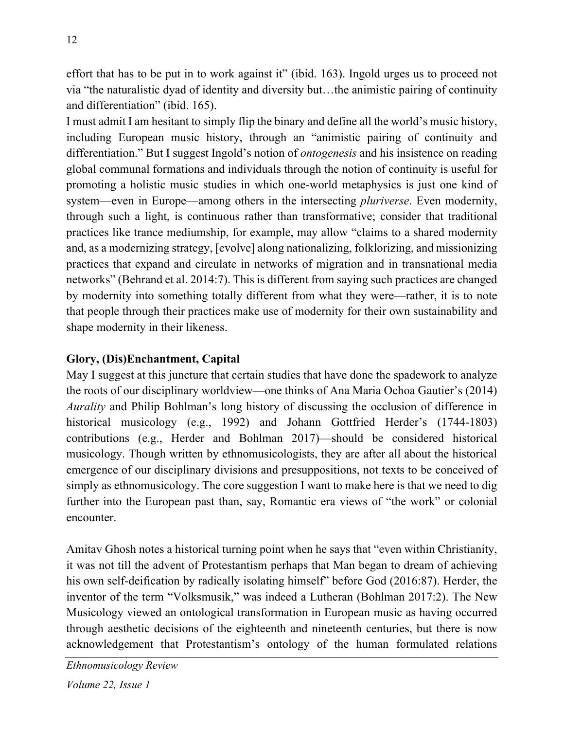effort that has to be put in to work against it" (ibid. 163). Ingold urges us to proceed not via "the naturalistic dyad of identity and diversity but…the animistic pairing of continuity and differentiation" (ibid. 165).

I must admit I am hesitant to simply flip the binary and define all the world's music history, including European music history, through an "animistic pairing of continuity and differentiation." But I suggest Ingold's notion of *ontogenesis* and his insistence on reading global communal formations and individuals through the notion of continuity is useful for promoting a holistic music studies in which one-world metaphysics is just one kind of system—even in Europe—among others in the intersecting *pluriverse*. Even modernity, through such a light, is continuous rather than transformative; consider that traditional practices like trance mediumship, for example, may allow "claims to a shared modernity and, as a modernizing strategy, [evolve] along nationalizing, folklorizing, and missionizing practices that expand and circulate in networks of migration and in transnational media networks" (Behrand et al. 2014:7). This is different from saying such practices are changed by modernity into something totally different from what they were—rather, it is to note that people through their practices make use of modernity for their own sustainability and shape modernity in their likeness.

## Glory, (Dis)Enchantment, Capital

May I suggest at this juncture that certain studies that have done the spadework to analyze the roots of our disciplinary worldview—one thinks of Ana Maria Ochoa Gautier's (2014) *Aurality* and Philip Bohlman's long history of discussing the occlusion of difference in historical musicology (e.g., 1992) and Johann Gottfried Herder's (1744-1803) contributions (e.g., Herder and Bohlman 2017)—should be considered historical musicology. Though written by ethnomusicologists, they are after all about the historical emergence of our disciplinary divisions and presuppositions, not texts to be conceived of simply as ethnomusicology. The core suggestion I want to make here is that we need to dig further into the European past than, say, Romantic era views of "the work" or colonial encounter.

Amitav Ghosh notes a historical turning point when he says that "even within Christianity, it was not till the advent of Protestantism perhaps that Man began to dream of achieving his own self-deification by radically isolating himself" before God (2016:87). Herder, the inventor of the term "Volksmusik," was indeed a Lutheran (Bohlman 2017:2). The New Musicology viewed an ontological transformation in European music as having occurred through aesthetic decisions of the eighteenth and nineteenth centuries, but there is now acknowledgement that Protestantism's ontology of the human formulated relations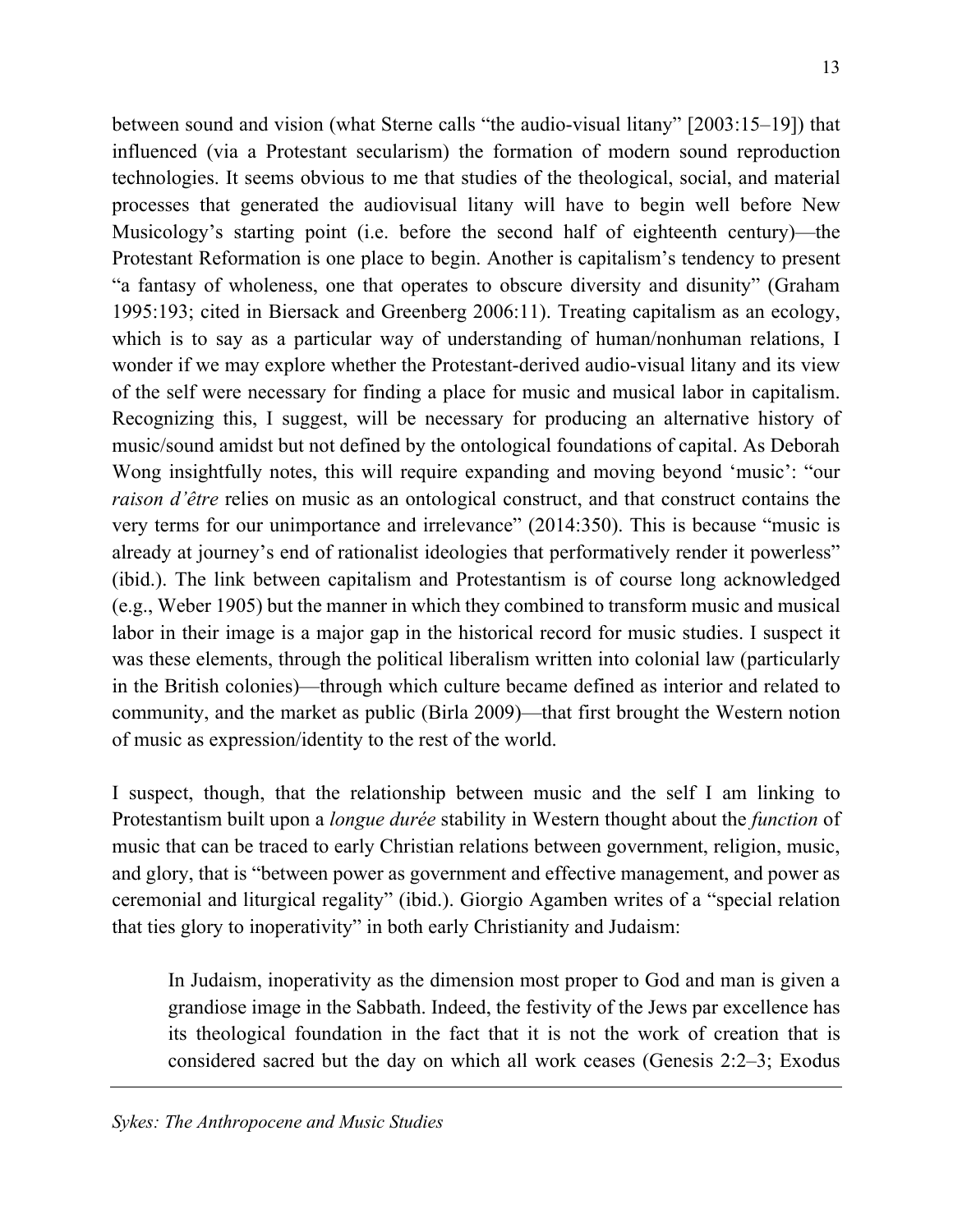between sound and vision (what Sterne calls "the audio-visual litany" [2003:15–19]) that influenced (via a Protestant secularism) the formation of modern sound reproduction technologies. It seems obvious to me that studies of the theological, social, and material processes that generated the audiovisual litany will have to begin well before New Musicology's starting point (i.e. before the second half of eighteenth century)—the Protestant Reformation is one place to begin. Another is capitalism's tendency to present "a fantasy of wholeness, one that operates to obscure diversity and disunity" (Graham 1995:193; cited in Biersack and Greenberg 2006:11). Treating capitalism as an ecology, which is to say as a particular way of understanding of human/nonhuman relations, I wonder if we may explore whether the Protestant-derived audio-visual litany and its view of the self were necessary for finding a place for music and musical labor in capitalism. Recognizing this, I suggest, will be necessary for producing an alternative history of music/sound amidst but not defined by the ontological foundations of capital. As Deborah Wong insightfully notes, this will require expanding and moving beyond 'music': "our *raison d'être* relies on music as an ontological construct, and that construct contains the very terms for our unimportance and irrelevance" (2014:350). This is because "music is already at journey's end of rationalist ideologies that performatively render it powerless" (ibid.). The link between capitalism and Protestantism is of course long acknowledged (e.g., Weber 1905) but the manner in which they combined to transform music and musical labor in their image is a major gap in the historical record for music studies. I suspect it was these elements, through the political liberalism written into colonial law (particularly in the British colonies)—through which culture became defined as interior and related to community, and the market as public (Birla 2009)—that first brought the Western notion of music as expression/identity to the rest of the world.

I suspect, though, that the relationship between music and the self I am linking to Protestantism built upon a *longue durée* stability in Western thought about the *function* of music that can be traced to early Christian relations between government, religion, music, and glory, that is "between power as government and effective management, and power as ceremonial and liturgical regality" (ibid.). Giorgio Agamben writes of a "special relation that ties glory to inoperativity" in both early Christianity and Judaism:

> In Judaism, inoperativity as the dimension most proper to God and man is given a grandiose image in the Sabbath. Indeed, the festivity of the Jews par excellence has its theological foundation in the fact that it is not the work of creation that is considered sacred but the day on which all work ceases (Genesis 2:2–3; Exodus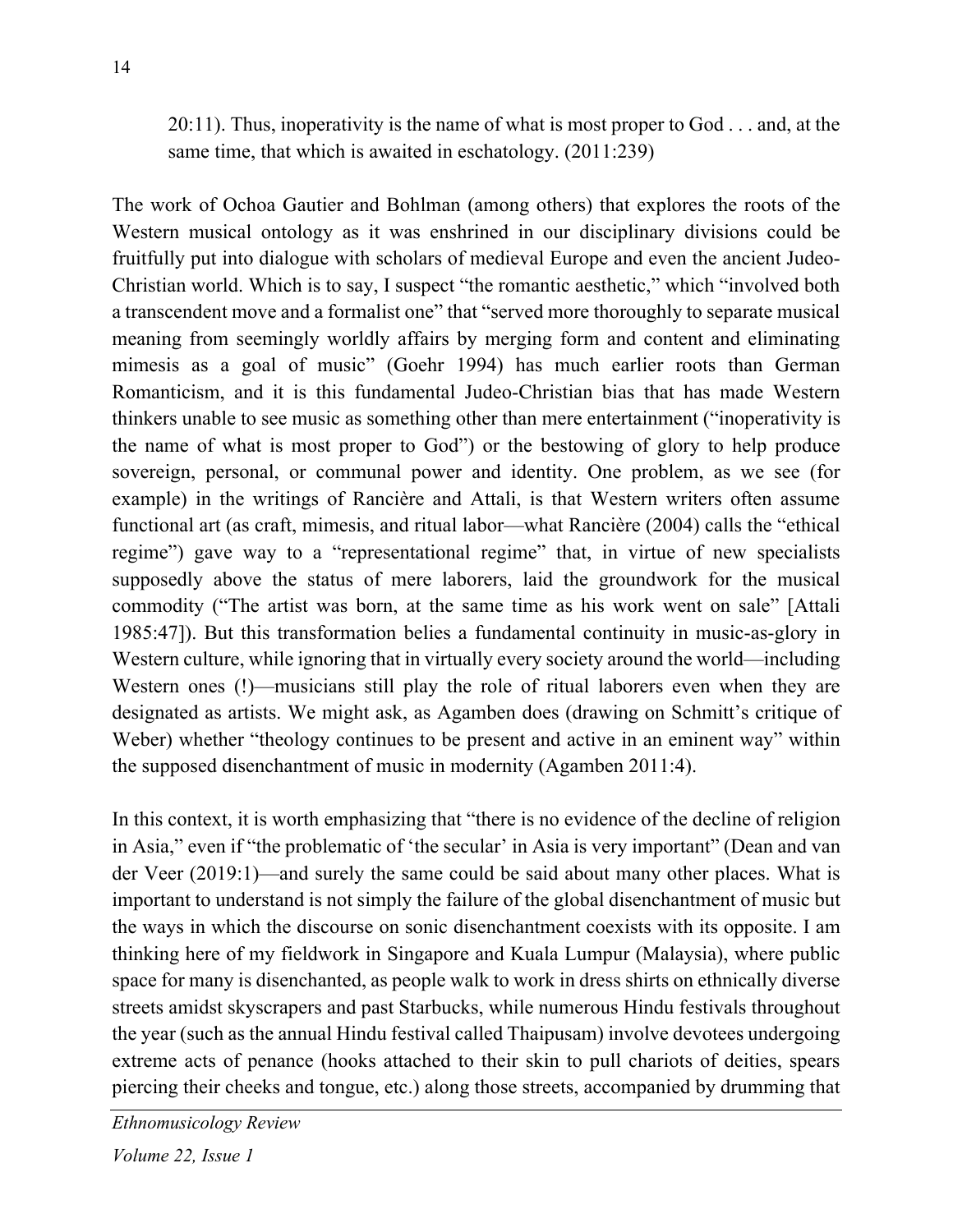> 20:11). Thus, inoperativity is the name of what is most proper to God . . . and, at the same time, that which is awaited in eschatology. (2011:239)

The work of Ochoa Gautier and Bohlman (among others) that explores the roots of the Western musical ontology as it was enshrined in our disciplinary divisions could be fruitfully put into dialogue with scholars of medieval Europe and even the ancient Judeo-Christian world. Which is to say, I suspect "the romantic aesthetic," which "involved both a transcendent move and a formalist one" that "served more thoroughly to separate musical meaning from seemingly worldly affairs by merging form and content and eliminating mimesis as a goal of music" (Goehr 1994) has much earlier roots than German Romanticism, and it is this fundamental Judeo-Christian bias that has made Western thinkers unable to see music as something other than mere entertainment ("inoperativity is the name of what is most proper to God") or the bestowing of glory to help produce sovereign, personal, or communal power and identity. One problem, as we see (for example) in the writings of Rancière and Attali, is that Western writers often assume functional art (as craft, mimesis, and ritual labor—what Rancière (2004) calls the "ethical regime") gave way to a "representational regime" that, in virtue of new specialists supposedly above the status of mere laborers, laid the groundwork for the musical commodity ("The artist was born, at the same time as his work went on sale" [Attali 1985:47]). But this transformation belies a fundamental continuity in music-as-glory in Western culture, while ignoring that in virtually every society around the world—including Western ones (!)—musicians still play the role of ritual laborers even when they are designated as artists. We might ask, as Agamben does (drawing on Schmitt's critique of Weber) whether "theology continues to be present and active in an eminent way" within the supposed disenchantment of music in modernity (Agamben 2011:4).

In this context, it is worth emphasizing that "there is no evidence of the decline of religion in Asia," even if "the problematic of 'the secular' in Asia is very important" (Dean and van der Veer (2019:1)—and surely the same could be said about many other places. What is important to understand is not simply the failure of the global disenchantment of music but the ways in which the discourse on sonic disenchantment coexists with its opposite. I am thinking here of my fieldwork in Singapore and Kuala Lumpur (Malaysia), where public space for many is disenchanted, as people walk to work in dress shirts on ethnically diverse streets amidst skyscrapers and past Starbucks, while numerous Hindu festivals throughout the year (such as the annual Hindu festival called Thaipusam) involve devotees undergoing extreme acts of penance (hooks attached to their skin to pull chariots of deities, spears piercing their cheeks and tongue, etc.) along those streets, accompanied by drumming that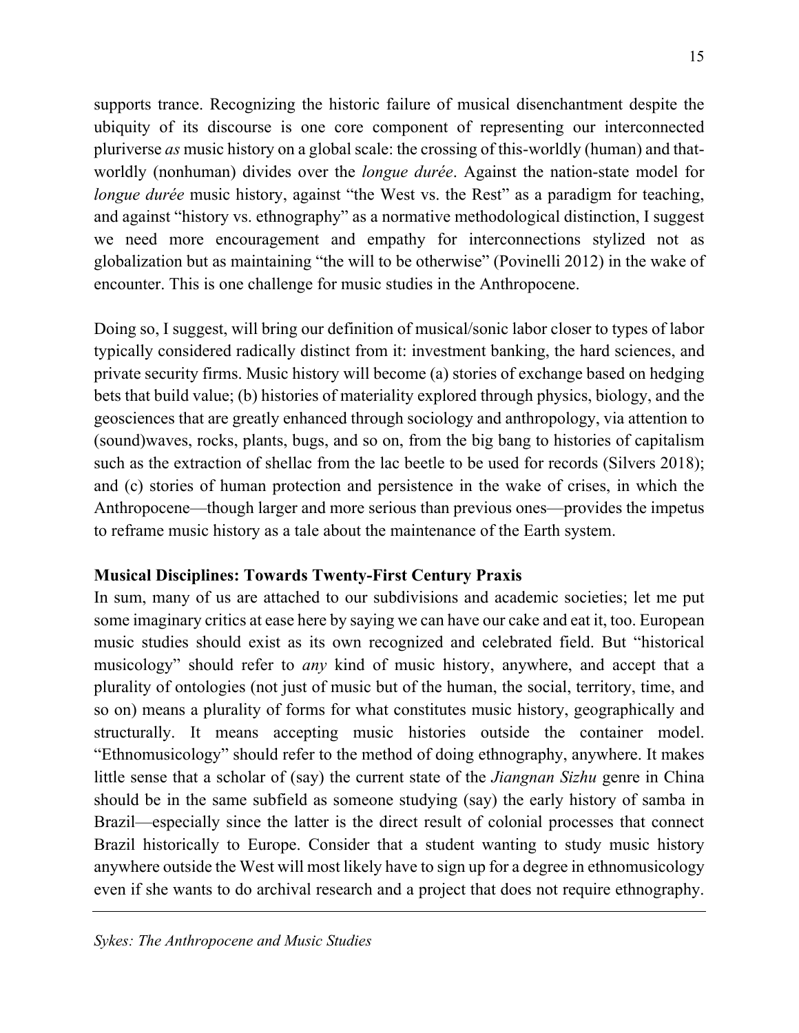supports trance. Recognizing the historic failure of musical disenchantment despite the ubiquity of its discourse is one core component of representing our interconnected pluriverse *as* music history on a global scale: the crossing of this-worldly (human) and that-worldly (nonhuman) divides over the *longue durée*. Against the nation-state model for *longue durée* music history, against "the West vs. the Rest" as a paradigm for teaching, and against "history vs. ethnography" as a normative methodological distinction, I suggest we need more encouragement and empathy for interconnections stylized not as globalization but as maintaining "the will to be otherwise" (Povinelli 2012) in the wake of encounter. This is one challenge for music studies in the Anthropocene.

Doing so, I suggest, will bring our definition of musical/sonic labor closer to types of labor typically considered radically distinct from it: investment banking, the hard sciences, and private security firms. Music history will become (a) stories of exchange based on hedging bets that build value; (b) histories of materiality explored through physics, biology, and the geosciences that are greatly enhanced through sociology and anthropology, via attention to (sound)waves, rocks, plants, bugs, and so on, from the big bang to histories of capitalism such as the extraction of shellac from the lac beetle to be used for records (Silvers 2018); and (c) stories of human protection and persistence in the wake of crises, in which the Anthropocene—though larger and more serious than previous ones—provides the impetus to reframe music history as a tale about the maintenance of the Earth system.

### Musical Disciplines: Towards Twenty-First Century Praxis

In sum, many of us are attached to our subdivisions and academic societies; let me put some imaginary critics at ease here by saying we can have our cake and eat it, too. European music studies should exist as its own recognized and celebrated field. But "historical musicology" should refer to *any* kind of music history, anywhere, and accept that a plurality of ontologies (not just of music but of the human, the social, territory, time, and so on) means a plurality of forms for what constitutes music history, geographically and structurally. It means accepting music histories outside the container model. "Ethnomusicology" should refer to the method of doing ethnography, anywhere. It makes little sense that a scholar of (say) the current state of the *Jiangnan Sizhu* genre in China should be in the same subfield as someone studying (say) the early history of samba in Brazil—especially since the latter is the direct result of colonial processes that connect Brazil historically to Europe. Consider that a student wanting to study music history anywhere outside the West will most likely have to sign up for a degree in ethnomusicology even if she wants to do archival research and a project that does not require ethnography.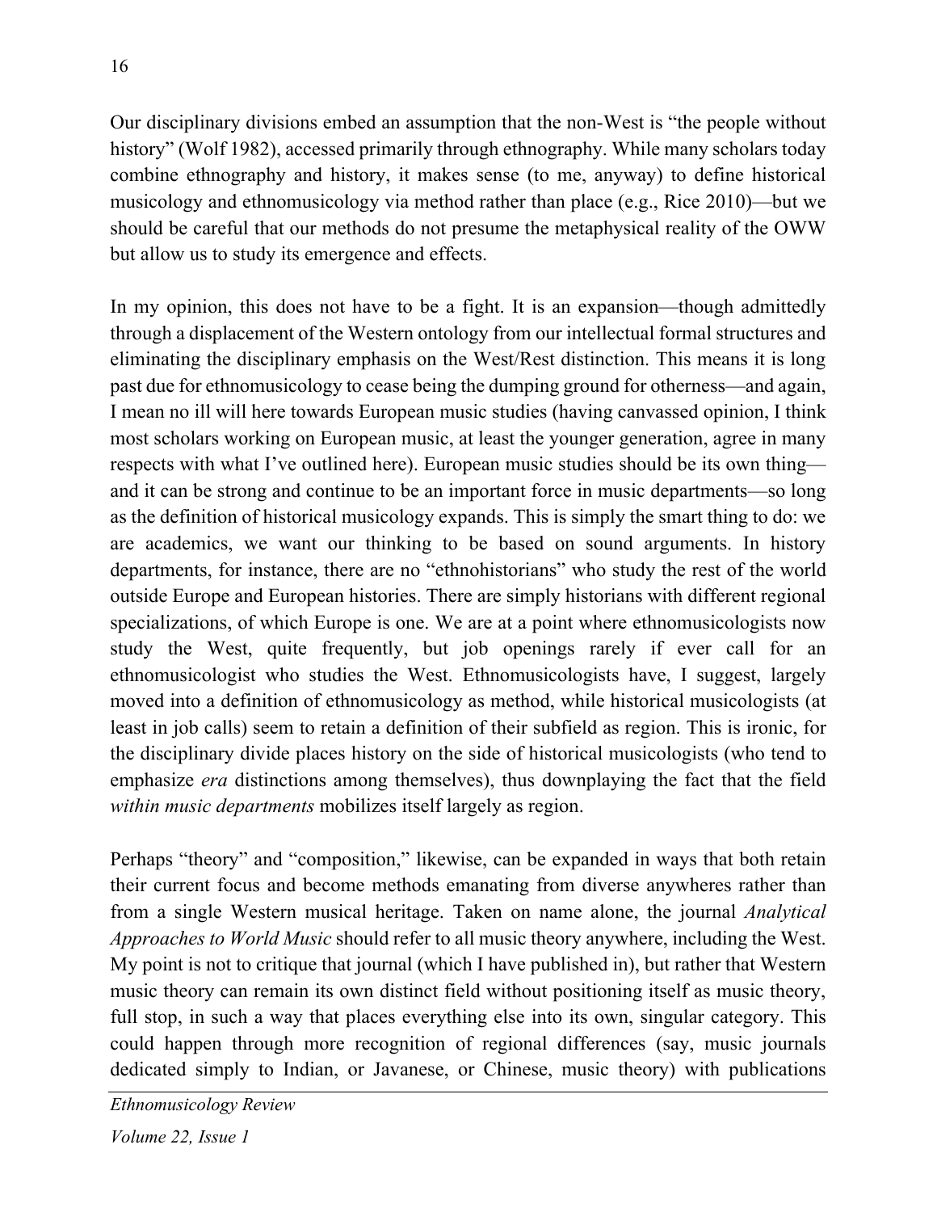Our disciplinary divisions embed an assumption that the non-West is "the people without history" (Wolf 1982), accessed primarily through ethnography. While many scholars today combine ethnography and history, it makes sense (to me, anyway) to define historical musicology and ethnomusicology via method rather than place (e.g., Rice 2010)—but we should be careful that our methods do not presume the metaphysical reality of the OWW but allow us to study its emergence and effects.

In my opinion, this does not have to be a fight. It is an expansion—though admittedly through a displacement of the Western ontology from our intellectual formal structures and eliminating the disciplinary emphasis on the West/Rest distinction. This means it is long past due for ethnomusicology to cease being the dumping ground for otherness—and again, I mean no ill will here towards European music studies (having canvassed opinion, I think most scholars working on European music, at least the younger generation, agree in many respects with what I've outlined here). European music studies should be its own thing—and it can be strong and continue to be an important force in music departments—so long as the definition of historical musicology expands. This is simply the smart thing to do: we are academics, we want our thinking to be based on sound arguments. In history departments, for instance, there are no "ethnohistorians" who study the rest of the world outside Europe and European histories. There are simply historians with different regional specializations, of which Europe is one. We are at a point where ethnomusicologists now study the West, quite frequently, but job openings rarely if ever call for an ethnomusicologist who studies the West. Ethnomusicologists have, I suggest, largely moved into a definition of ethnomusicology as method, while historical musicologists (at least in job calls) seem to retain a definition of their subfield as region. This is ironic, for the disciplinary divide places history on the side of historical musicologists (who tend to emphasize *era* distinctions among themselves), thus downplaying the fact that the field *within music departments* mobilizes itself largely as region.

Perhaps "theory" and "composition," likewise, can be expanded in ways that both retain their current focus and become methods emanating from diverse anywheres rather than from a single Western musical heritage. Taken on name alone, the journal *Analytical Approaches to World Music* should refer to all music theory anywhere, including the West. My point is not to critique that journal (which I have published in), but rather that Western music theory can remain its own distinct field without positioning itself as music theory, full stop, in such a way that places everything else into its own, singular category. This could happen through more recognition of regional differences (say, music journals dedicated simply to Indian, or Javanese, or Chinese, music theory) with publications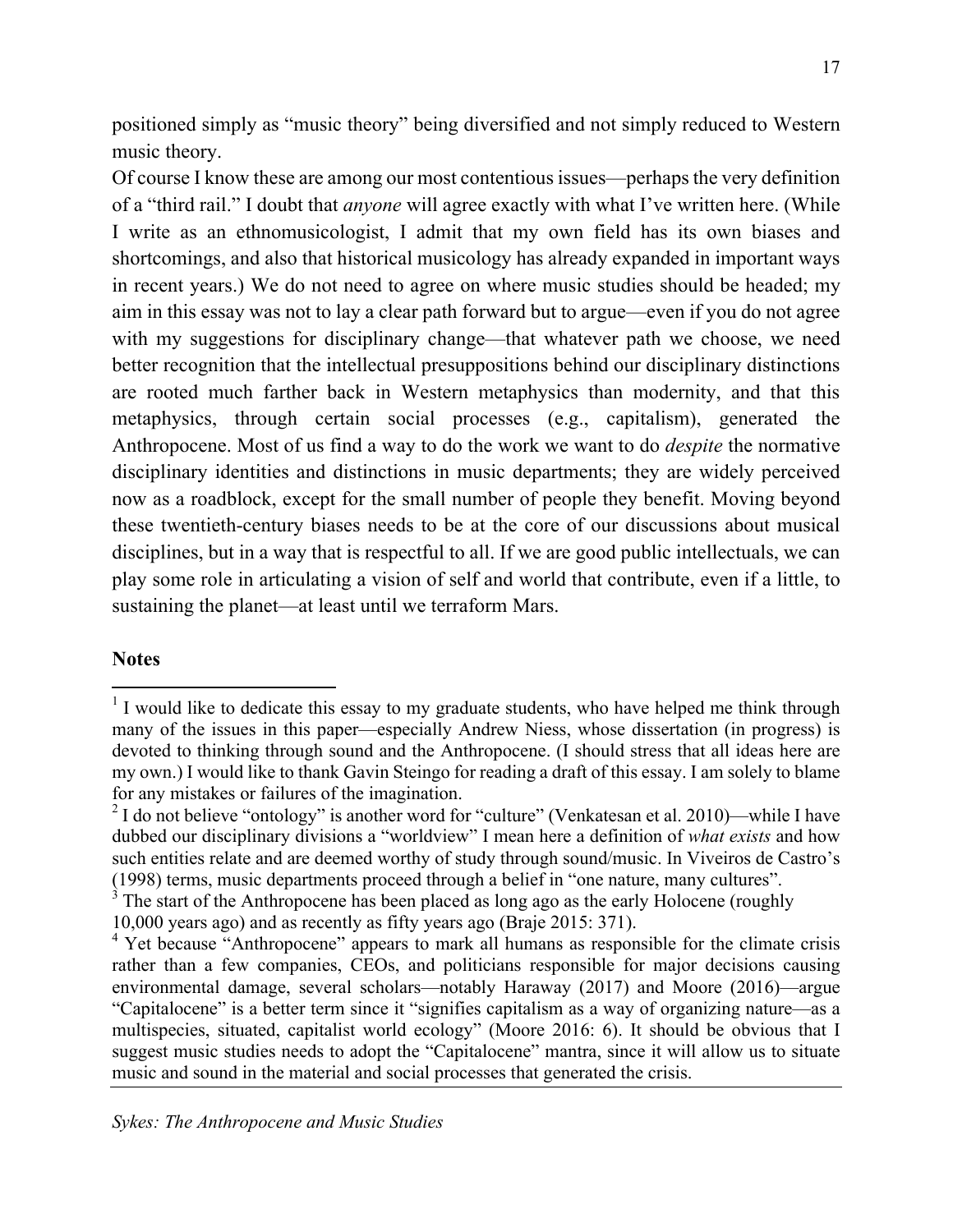positioned simply as "music theory" being diversified and not simply reduced to Western music theory.

Of course I know these are among our most contentious issues—perhaps the very definition of a "third rail." I doubt that *anyone* will agree exactly with what I've written here. (While I write as an ethnomusicologist, I admit that my own field has its own biases and shortcomings, and also that historical musicology has already expanded in important ways in recent years.) We do not need to agree on where music studies should be headed; my aim in this essay was not to lay a clear path forward but to argue—even if you do not agree with my suggestions for disciplinary change—that whatever path we choose, we need better recognition that the intellectual presuppositions behind our disciplinary distinctions are rooted much farther back in Western metaphysics than modernity, and that this metaphysics, through certain social processes (e.g., capitalism), generated the Anthropocene. Most of us find a way to do the work we want to do *despite* the normative disciplinary identities and distinctions in music departments; they are widely perceived now as a roadblock, except for the small number of people they benefit. Moving beyond these twentieth-century biases needs to be at the core of our discussions about musical disciplines, but in a way that is respectful to all. If we are good public intellectuals, we can play some role in articulating a vision of self and world that contribute, even if a little, to sustaining the planet—at least until we terraform Mars.

## Notes

[1] I would like to dedicate this essay to my graduate students, who have helped me think through many of the issues in this paper—especially Andrew Niess, whose dissertation (in progress) is devoted to thinking through sound and the Anthropocene. (I should stress that all ideas here are my own.) I would like to thank Gavin Steingo for reading a draft of this essay. I am solely to blame for any mistakes or failures of the imagination.

[2] I do not believe "ontology" is another word for "culture" (Venkatesan et al. 2010)—while I have dubbed our disciplinary divisions a "worldview" I mean here a definition of *what exists* and how such entities relate and are deemed worthy of study through sound/music. In Viveiros de Castro's (1998) terms, music departments proceed through a belief in "one nature, many cultures".

[3] The start of the Anthropocene has been placed as long ago as the early Holocene (roughly 10,000 years ago) and as recently as fifty years ago (Braje 2015: 371).

[4] Yet because "Anthropocene" appears to mark all humans as responsible for the climate crisis rather than a few companies, CEOs, and politicians responsible for major decisions causing environmental damage, several scholars—notably Haraway (2017) and Moore (2016)—argue "Capitalocene" is a better term since it "signifies capitalism as a way of organizing nature—as a multispecies, situated, capitalist world ecology" (Moore 2016: 6). It should be obvious that I suggest music studies needs to adopt the "Capitalocene" mantra, since it will allow us to situate music and sound in the material and social processes that generated the crisis.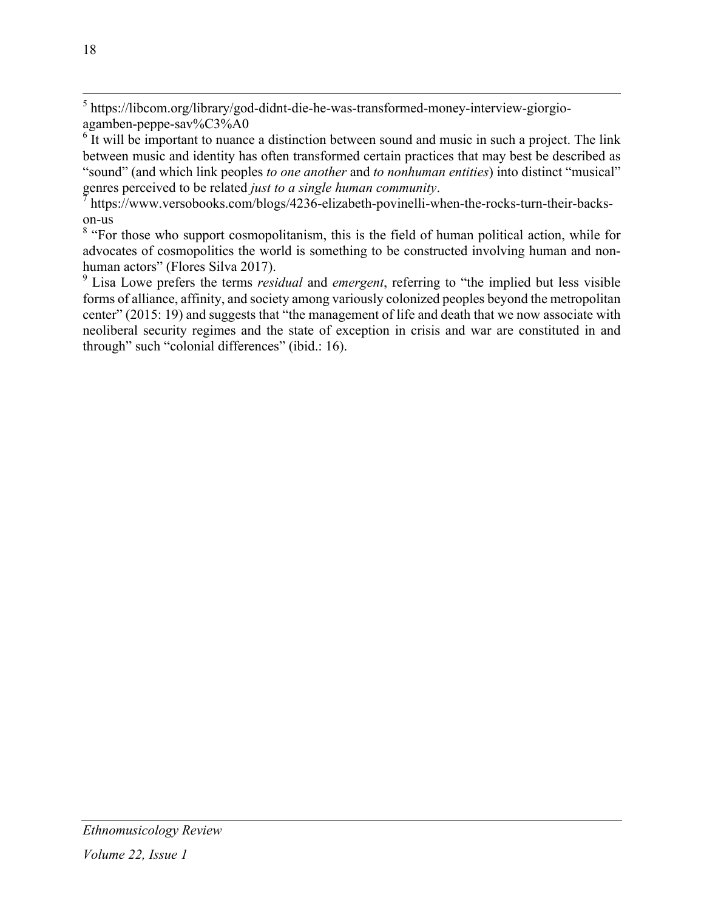[5] https://libcom.org/library/god-didnt-die-he-was-transformed-money-interview-giorgio-agamben-peppe-sav%C3%A0

[6] It will be important to nuance a distinction between sound and music in such a project. The link between music and identity has often transformed certain practices that may best be described as "sound" (and which link peoples *to one another* and *to nonhuman entities*) into distinct "musical" genres perceived to be related *just to a single human community*.

[7] https://www.versobooks.com/blogs/4236-elizabeth-povinelli-when-the-rocks-turn-their-backs-on-us

[8] "For those who support cosmopolitanism, this is the field of human political action, while for advocates of cosmopolitics the world is something to be constructed involving human and non-human actors" (Flores Silva 2017).

[9] Lisa Lowe prefers the terms *residual* and *emergent*, referring to "the implied but less visible forms of alliance, affinity, and society among variously colonized peoples beyond the metropolitan center" (2015: 19) and suggests that "the management of life and death that we now associate with neoliberal security regimes and the state of exception in crisis and war are constituted in and through" such "colonial differences" (ibid.: 16).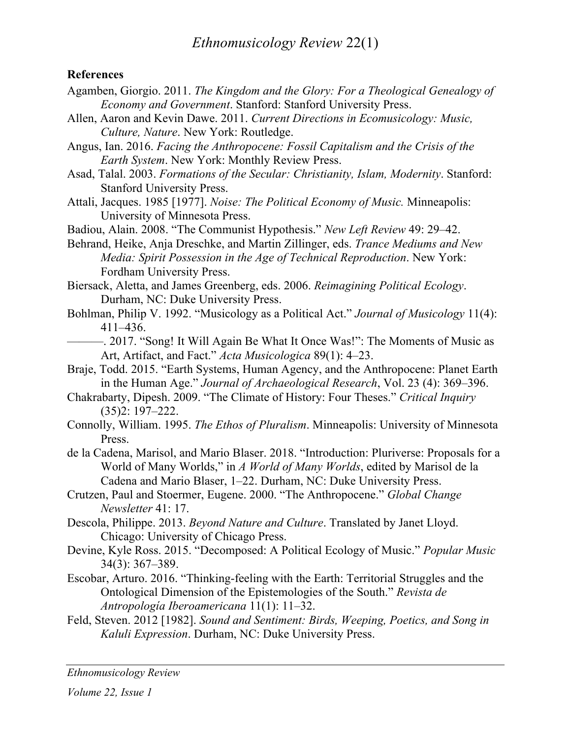**References**

Agamben, Giorgio. 2011. *The Kingdom and the Glory: For a Theological Genealogy of Economy and Government*. Stanford: Stanford University Press.

Allen, Aaron and Kevin Dawe. 2011. *Current Directions in Ecomusicology: Music, Culture, Nature*. New York: Routledge.

Angus, Ian. 2016. *Facing the Anthropocene: Fossil Capitalism and the Crisis of the Earth System*. New York: Monthly Review Press.

Asad, Talal. 2003. *Formations of the Secular: Christianity, Islam, Modernity*. Stanford: Stanford University Press.

Attali, Jacques. 1985 [1977]. *Noise: The Political Economy of Music.* Minneapolis: University of Minnesota Press.

Badiou, Alain. 2008. "The Communist Hypothesis." *New Left Review* 49: 29–42.

Behrand, Heike, Anja Dreschke, and Martin Zillinger, eds. *Trance Mediums and New Media: Spirit Possession in the Age of Technical Reproduction*. New York: Fordham University Press.

Biersack, Aletta, and James Greenberg, eds. 2006. *Reimagining Political Ecology*. Durham, NC: Duke University Press.

Bohlman, Philip V. 1992. "Musicology as a Political Act." *Journal of Musicology* 11(4): 411–436.

———. 2017. "Song! It Will Again Be What It Once Was!": The Moments of Music as Art, Artifact, and Fact." *Acta Musicologica* 89(1): 4–23.

Braje, Todd. 2015. "Earth Systems, Human Agency, and the Anthropocene: Planet Earth in the Human Age." *Journal of Archaeological Research*, Vol. 23 (4): 369–396.

Chakrabarty, Dipesh. 2009. "The Climate of History: Four Theses." *Critical Inquiry* (35)2: 197–222.

Connolly, William. 1995. *The Ethos of Pluralism*. Minneapolis: University of Minnesota Press.

de la Cadena, Marisol, and Mario Blaser. 2018. "Introduction: Pluriverse: Proposals for a World of Many Worlds," in *A World of Many Worlds*, edited by Marisol de la Cadena and Mario Blaser, 1–22. Durham, NC: Duke University Press.

Crutzen, Paul and Stoermer, Eugene. 2000. "The Anthropocene." *Global Change Newsletter* 41: 17.

Descola, Philippe. 2013. *Beyond Nature and Culture*. Translated by Janet Lloyd. Chicago: University of Chicago Press.

Devine, Kyle Ross. 2015. "Decomposed: A Political Ecology of Music." *Popular Music* 34(3): 367–389.

Escobar, Arturo. 2016. "Thinking-feeling with the Earth: Territorial Struggles and the Ontological Dimension of the Epistemologies of the South." *Revista de Antropología Iberoamericana* 11(1): 11–32.

Feld, Steven. 2012 [1982]. *Sound and Sentiment: Birds, Weeping, Poetics, and Song in Kaluli Expression*. Durham, NC: Duke University Press.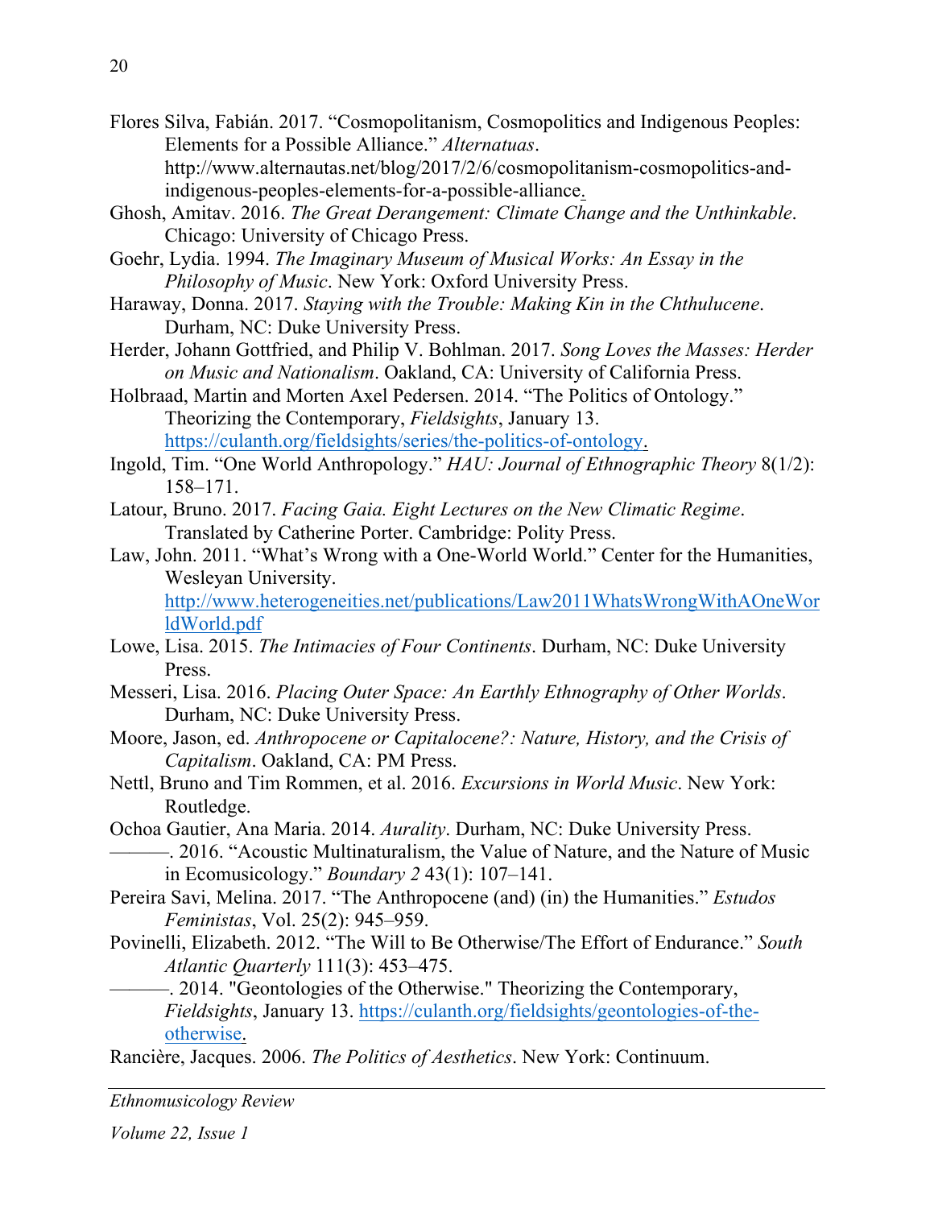Flores Silva, Fabián. 2017. "Cosmopolitanism, Cosmopolitics and Indigenous Peoples: Elements for a Possible Alliance." *Alternatuas*. http://www.alternautas.net/blog/2017/2/6/cosmopolitanism-cosmopolitics-and-indigenous-peoples-elements-for-a-possible-alliance.

Ghosh, Amitav. 2016. *The Great Derangement: Climate Change and the Unthinkable*. Chicago: University of Chicago Press.

Goehr, Lydia. 1994. *The Imaginary Museum of Musical Works: An Essay in the Philosophy of Music*. New York: Oxford University Press.

Haraway, Donna. 2017. *Staying with the Trouble: Making Kin in the Chthulucene*. Durham, NC: Duke University Press.

Herder, Johann Gottfried, and Philip V. Bohlman. 2017. *Song Loves the Masses: Herder on Music and Nationalism*. Oakland, CA: University of California Press.

Holbraad, Martin and Morten Axel Pedersen. 2014. "The Politics of Ontology." Theorizing the Contemporary, *Fieldsights*, January 13. https://culanth.org/fieldsights/series/the-politics-of-ontology.

Ingold, Tim. "One World Anthropology." *HAU: Journal of Ethnographic Theory* 8(1/2): 158–171.

Latour, Bruno. 2017. *Facing Gaia. Eight Lectures on the New Climatic Regime*. Translated by Catherine Porter. Cambridge: Polity Press.

Law, John. 2011. "What's Wrong with a One-World World." Center for the Humanities, Wesleyan University. http://www.heterogeneities.net/publications/Law2011WhatsWrongWithAOneWorldWorld.pdf

Lowe, Lisa. 2015. *The Intimacies of Four Continents*. Durham, NC: Duke University Press.

Messeri, Lisa. 2016. *Placing Outer Space: An Earthly Ethnography of Other Worlds*. Durham, NC: Duke University Press.

Moore, Jason, ed. *Anthropocene or Capitalocene?: Nature, History, and the Crisis of Capitalism*. Oakland, CA: PM Press.

Nettl, Bruno and Tim Rommen, et al. 2016. *Excursions in World Music*. New York: Routledge.

Ochoa Gautier, Ana Maria. 2014. *Aurality*. Durham, NC: Duke University Press.

———. 2016. "Acoustic Multinaturalism, the Value of Nature, and the Nature of Music in Ecomusicology." *Boundary 2* 43(1): 107–141.

Pereira Savi, Melina. 2017. "The Anthropocene (and) (in) the Humanities." *Estudos Feministas*, Vol. 25(2): 945–959.

Povinelli, Elizabeth. 2012. "The Will to Be Otherwise/The Effort of Endurance." *South Atlantic Quarterly* 111(3): 453–475.

———. 2014. "Geontologies of the Otherwise." Theorizing the Contemporary, *Fieldsights*, January 13. https://culanth.org/fieldsights/geontologies-of-the-otherwise.

Rancière, Jacques. 2006. *The Politics of Aesthetics*. New York: Continuum.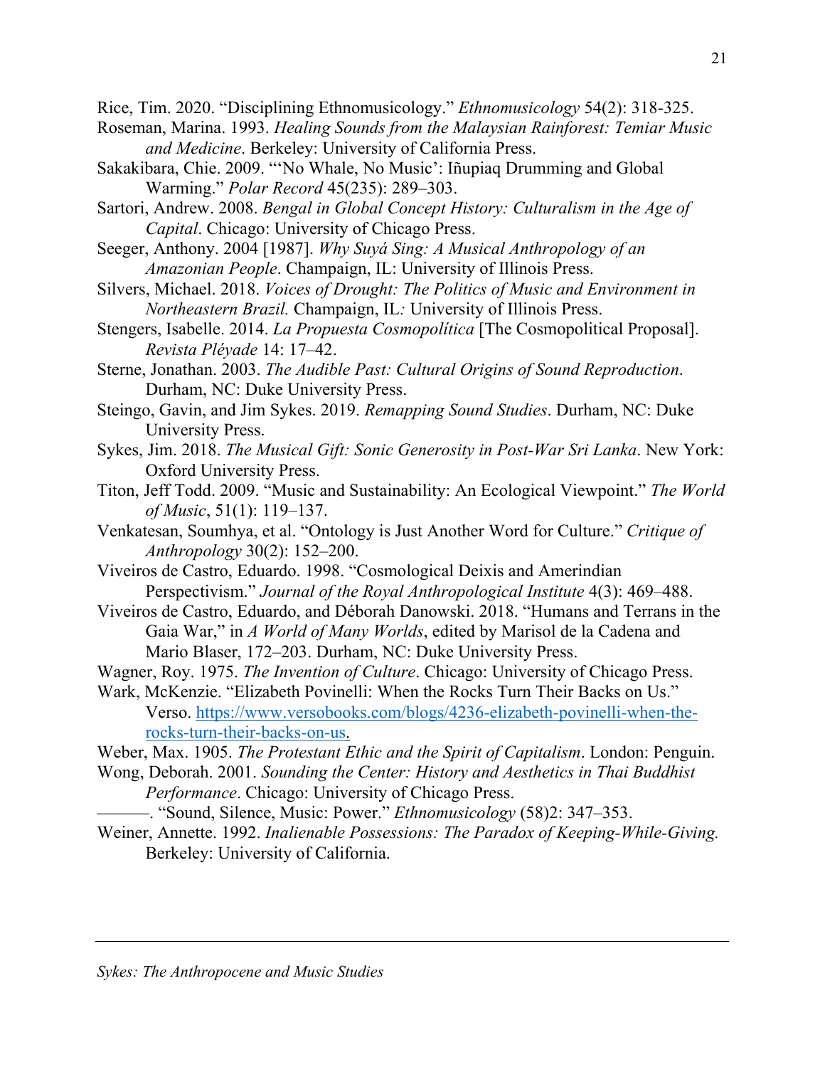Rice, Tim. 2020. "Disciplining Ethnomusicology." *Ethnomusicology* 54(2): 318-325.

Roseman, Marina. 1993. *Healing Sounds from the Malaysian Rainforest: Temiar Music and Medicine*. Berkeley: University of California Press.

Sakakibara, Chie. 2009. "'No Whale, No Music': Iñupiaq Drumming and Global Warming." *Polar Record* 45(235): 289–303.

Sartori, Andrew. 2008. *Bengal in Global Concept History: Culturalism in the Age of Capital*. Chicago: University of Chicago Press.

Seeger, Anthony. 2004 [1987]. *Why Suyá Sing: A Musical Anthropology of an Amazonian People*. Champaign, IL: University of Illinois Press.

Silvers, Michael. 2018. *Voices of Drought: The Politics of Music and Environment in Northeastern Brazil.* Champaign, IL*:* University of Illinois Press.

Stengers, Isabelle. 2014. *La Propuesta Cosmopolítica* [The Cosmopolitical Proposal]. *Revista Pléyade* 14: 17–42.

Sterne, Jonathan. 2003. *The Audible Past: Cultural Origins of Sound Reproduction*. Durham, NC: Duke University Press.

Steingo, Gavin, and Jim Sykes. 2019. *Remapping Sound Studies*. Durham, NC: Duke University Press.

Sykes, Jim. 2018. *The Musical Gift: Sonic Generosity in Post-War Sri Lanka*. New York: Oxford University Press.

Titon, Jeff Todd. 2009. "Music and Sustainability: An Ecological Viewpoint." *The World of Music*, 51(1): 119–137.

Venkatesan, Soumhya, et al. "Ontology is Just Another Word for Culture." *Critique of Anthropology* 30(2): 152–200.

Viveiros de Castro, Eduardo. 1998. "Cosmological Deixis and Amerindian Perspectivism." *Journal of the Royal Anthropological Institute* 4(3): 469–488.

Viveiros de Castro, Eduardo, and Déborah Danowski. 2018. "Humans and Terrans in the Gaia War," in *A World of Many Worlds*, edited by Marisol de la Cadena and Mario Blaser, 172–203. Durham, NC: Duke University Press.

Wagner, Roy. 1975. *The Invention of Culture*. Chicago: University of Chicago Press.

Wark, McKenzie. "Elizabeth Povinelli: When the Rocks Turn Their Backs on Us." Verso. https://www.versobooks.com/blogs/4236-elizabeth-povinelli-when-the-rocks-turn-their-backs-on-us.

Weber, Max. 1905. *The Protestant Ethic and the Spirit of Capitalism*. London: Penguin.

Wong, Deborah. 2001. *Sounding the Center: History and Aesthetics in Thai Buddhist Performance*. Chicago: University of Chicago Press.

———. "Sound, Silence, Music: Power." *Ethnomusicology* (58)2: 347–353.

Weiner, Annette. 1992. *Inalienable Possessions: The Paradox of Keeping-While-Giving.* Berkeley: University of California.